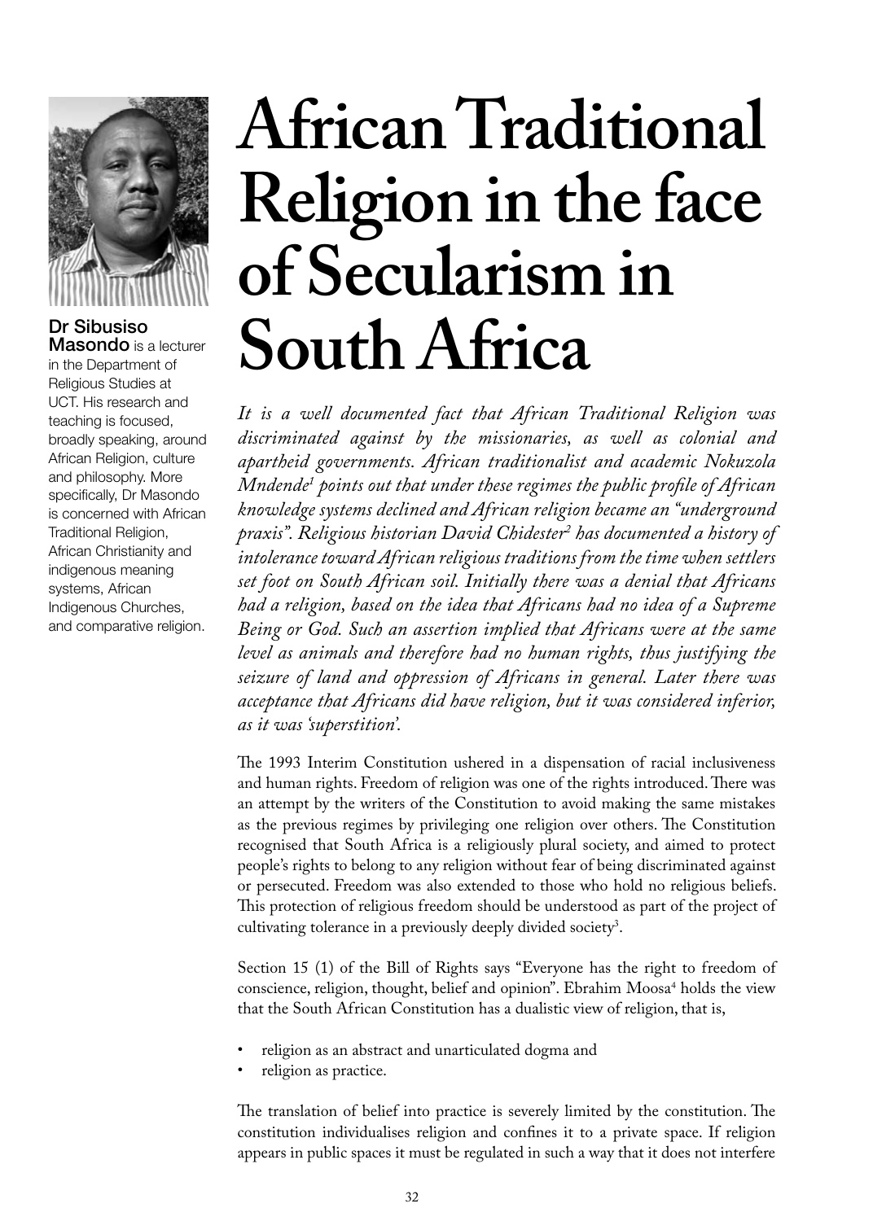**Dr Sibusiso Masondo** is a lecturer in the Department of Religious Studies at UCT. His research and teaching is focused, broadly speaking, around African Religion, culture and philosophy. More specifically, Dr Masondo is concerned with African Traditional Religion, African Christianity and indigenous meaning systems, African Indigenous Churches, and comparative religion.

# African Traditional Religion in the face of Secularism in South Africa

*It is a well documented fact that African Traditional Religion was discriminated against by the missionaries, as well as colonial and apartheid governments. African traditionalist and academic Nokuzola Mndende[1] points out that under these regimes the public profile of African knowledge systems declined and African religion became an "underground praxis". Religious historian David Chidester[2] has documented a history of intolerance toward African religious traditions from the time when settlers set foot on South African soil. Initially there was a denial that Africans had a religion, based on the idea that Africans had no idea of a Supreme Being or God. Such an assertion implied that Africans were at the same level as animals and therefore had no human rights, thus justifying the seizure of land and oppression of Africans in general. Later there was acceptance that Africans did have religion, but it was considered inferior, as it was 'superstition'.*

The 1993 Interim Constitution ushered in a dispensation of racial inclusiveness and human rights. Freedom of religion was one of the rights introduced. There was an attempt by the writers of the Constitution to avoid making the same mistakes as the previous regimes by privileging one religion over others. The Constitution recognised that South Africa is a religiously plural society, and aimed to protect people's rights to belong to any religion without fear of being discriminated against or persecuted. Freedom was also extended to those who hold no religious beliefs. This protection of religious freedom should be understood as part of the project of cultivating tolerance in a previously deeply divided society[3].

Section 15 (1) of the Bill of Rights says "Everyone has the right to freedom of conscience, religion, thought, belief and opinion". Ebrahim Moosa[4] holds the view that the South African Constitution has a dualistic view of religion, that is,

- religion as an abstract and unarticulated dogma and
- religion as practice.

The translation of belief into practice is severely limited by the constitution. The constitution individualises religion and confines it to a private space. If religion appears in public spaces it must be regulated in such a way that it does not interfere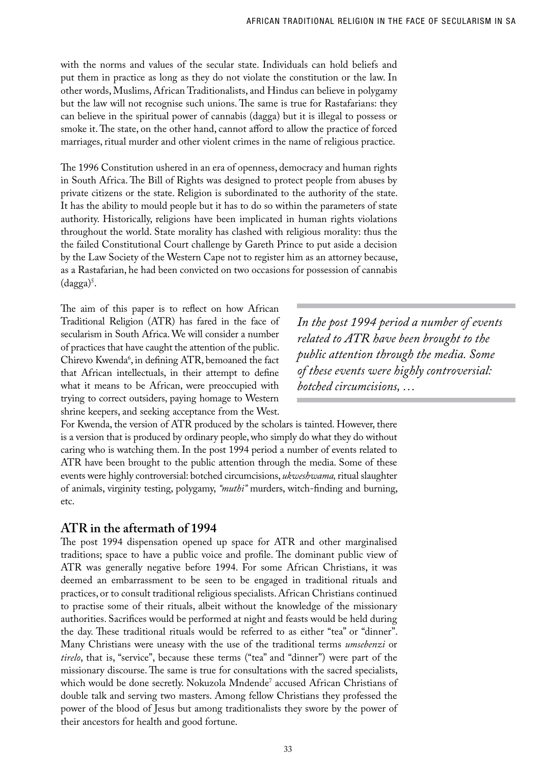with the norms and values of the secular state. Individuals can hold beliefs and put them in practice as long as they do not violate the constitution or the law. In other words, Muslims, African Traditionalists, and Hindus can believe in polygamy but the law will not recognise such unions. The same is true for Rastafarians: they can believe in the spiritual power of cannabis (dagga) but it is illegal to possess or smoke it. The state, on the other hand, cannot afford to allow the practice of forced marriages, ritual murder and other violent crimes in the name of religious practice.

The 1996 Constitution ushered in an era of openness, democracy and human rights in South Africa. The Bill of Rights was designed to protect people from abuses by private citizens or the state. Religion is subordinated to the authority of the state. It has the ability to mould people but it has to do so within the parameters of state authority. Historically, religions have been implicated in human rights violations throughout the world. State morality has clashed with religious morality: thus the the failed Constitutional Court challenge by Gareth Prince to put aside a decision by the Law Society of the Western Cape not to register him as an attorney because, as a Rastafarian, he had been convicted on two occasions for possession of cannabis (dagga)[5].

The aim of this paper is to reflect on how African Traditional Religion (ATR) has fared in the face of secularism in South Africa. We will consider a number of practices that have caught the attention of the public. Chirevo Kwenda[6], in defining ATR, bemoaned the fact that African intellectuals, in their attempt to define what it means to be African, were preoccupied with trying to correct outsiders, paying homage to Western shrine keepers, and seeking acceptance from the West. For Kwenda, the version of ATR produced by the scholars is tainted. However, there is a version that is produced by ordinary people, who simply do what they do without caring who is watching them. In the post 1994 period a number of events related to ATR have been brought to the public attention through the media. Some of these events were highly controversial: botched circumcisions, *ukweshwama,* ritual slaughter of animals, virginity testing, polygamy, *"muthi"* murders, witch-finding and burning, etc.

> *In the post 1994 period a number of events related to ATR have been brought to the public attention through the media. Some of these events were highly controversial: botched circumcisions, …*

## ATR in the aftermath of 1994

The post 1994 dispensation opened up space for ATR and other marginalised traditions; space to have a public voice and profile. The dominant public view of ATR was generally negative before 1994. For some African Christians, it was deemed an embarrassment to be seen to be engaged in traditional rituals and practices, or to consult traditional religious specialists. African Christians continued to practise some of their rituals, albeit without the knowledge of the missionary authorities. Sacrifices would be performed at night and feasts would be held during the day. These traditional rituals would be referred to as either "tea" or "dinner". Many Christians were uneasy with the use of the traditional terms *umsebenzi* or *tirelo*, that is, "service", because these terms ("tea" and "dinner") were part of the missionary discourse. The same is true for consultations with the sacred specialists, which would be done secretly. Nokuzola Mndende[7] accused African Christians of double talk and serving two masters. Among fellow Christians they professed the power of the blood of Jesus but among traditionalists they swore by the power of their ancestors for health and good fortune.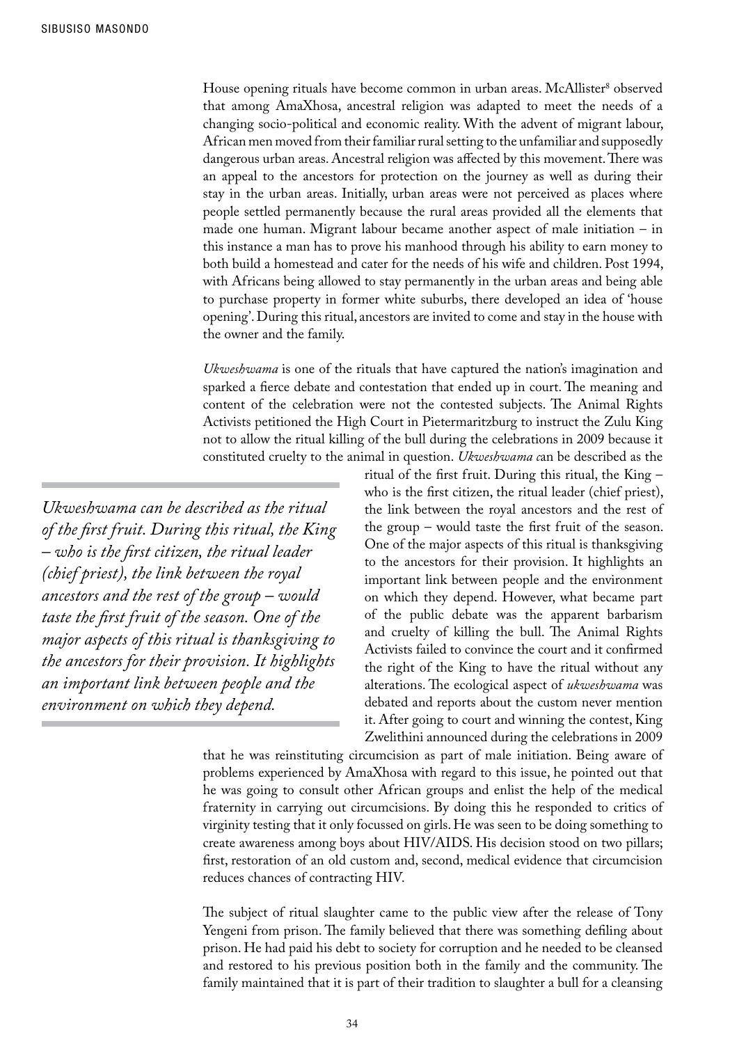House opening rituals have become common in urban areas. McAllister[8] observed that among AmaXhosa, ancestral religion was adapted to meet the needs of a changing socio-political and economic reality. With the advent of migrant labour, African men moved from their familiar rural setting to the unfamiliar and supposedly dangerous urban areas. Ancestral religion was affected by this movement. There was an appeal to the ancestors for protection on the journey as well as during their stay in the urban areas. Initially, urban areas were not perceived as places where people settled permanently because the rural areas provided all the elements that made one human. Migrant labour became another aspect of male initiation – in this instance a man has to prove his manhood through his ability to earn money to both build a homestead and cater for the needs of his wife and children. Post 1994, with Africans being allowed to stay permanently in the urban areas and being able to purchase property in former white suburbs, there developed an idea of 'house opening'. During this ritual, ancestors are invited to come and stay in the house with the owner and the family.

*Ukweshwama* is one of the rituals that have captured the nation's imagination and sparked a fierce debate and contestation that ended up in court. The meaning and content of the celebration were not the contested subjects. The Animal Rights Activists petitioned the High Court in Pietermaritzburg to instruct the Zulu King not to allow the ritual killing of the bull during the celebrations in 2009 because it constituted cruelty to the animal in question. *Ukweshwama c*an be described as the ritual of the first fruit. During this ritual, the King – who is the first citizen, the ritual leader (chief priest), the link between the royal ancestors and the rest of the group – would taste the first fruit of the season. One of the major aspects of this ritual is thanksgiving to the ancestors for their provision. It highlights an important link between people and the environment on which they depend. However, what became part of the public debate was the apparent barbarism and cruelty of killing the bull. The Animal Rights Activists failed to convince the court and it confirmed the right of the King to have the ritual without any alterations. The ecological aspect of *ukweshwama* was debated and reports about the custom never mention it. After going to court and winning the contest, King Zwelithini announced during the celebrations in 2009 that he was reinstituting circumcision as part of male initiation. Being aware of problems experienced by AmaXhosa with regard to this issue, he pointed out that he was going to consult other African groups and enlist the help of the medical fraternity in carrying out circumcisions. By doing this he responded to critics of virginity testing that it only focussed on girls. He was seen to be doing something to create awareness among boys about HIV/AIDS. His decision stood on two pillars; first, restoration of an old custom and, second, medical evidence that circumcision reduces chances of contracting HIV.

> *Ukweshwama can be described as the ritual of the first fruit. During this ritual, the King – who is the first citizen, the ritual leader (chief priest), the link between the royal ancestors and the rest of the group – would taste the first fruit of the season. One of the major aspects of this ritual is thanksgiving to the ancestors for their provision. It highlights an important link between people and the environment on which they depend.*

The subject of ritual slaughter came to the public view after the release of Tony Yengeni from prison. The family believed that there was something defiling about prison. He had paid his debt to society for corruption and he needed to be cleansed and restored to his previous position both in the family and the community. The family maintained that it is part of their tradition to slaughter a bull for a cleansing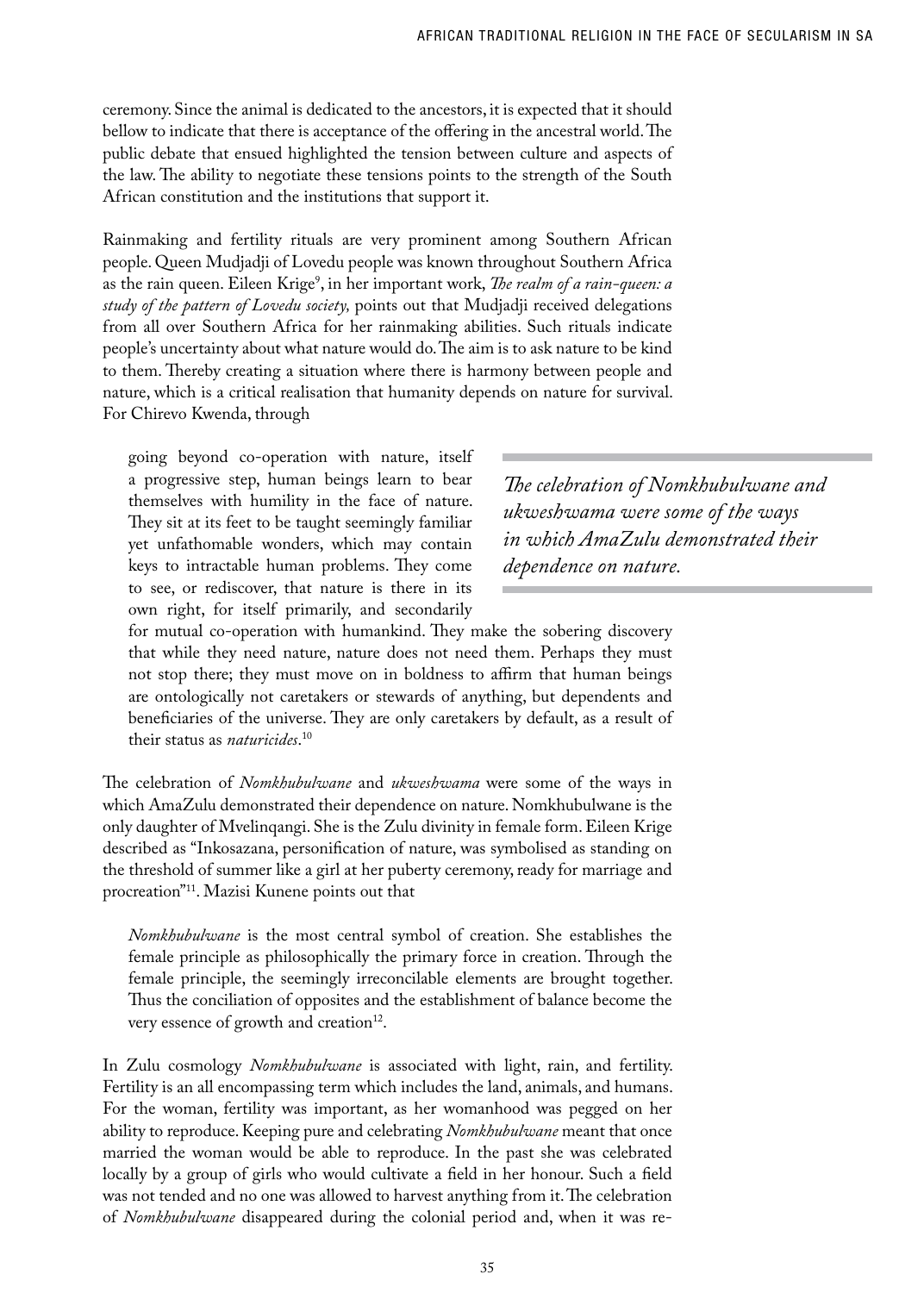ceremony. Since the animal is dedicated to the ancestors, it is expected that it should bellow to indicate that there is acceptance of the offering in the ancestral world. The public debate that ensued highlighted the tension between culture and aspects of the law. The ability to negotiate these tensions points to the strength of the South African constitution and the institutions that support it.

Rainmaking and fertility rituals are very prominent among Southern African people. Queen Mudjadji of Lovedu people was known throughout Southern Africa as the rain queen. Eileen Krige[9], in her important work, *The realm of a rain-queen: a study of the pattern of Lovedu society,* points out that Mudjadji received delegations from all over Southern Africa for her rainmaking abilities. Such rituals indicate people's uncertainty about what nature would do. The aim is to ask nature to be kind to them. Thereby creating a situation where there is harmony between people and nature, which is a critical realisation that humanity depends on nature for survival. For Chirevo Kwenda, through

> going beyond co-operation with nature, itself a progressive step, human beings learn to bear themselves with humility in the face of nature. They sit at its feet to be taught seemingly familiar yet unfathomable wonders, which may contain keys to intractable human problems. They come to see, or rediscover, that nature is there in its own right, for itself primarily, and secondarily for mutual co-operation with humankind. They make the sobering discovery that while they need nature, nature does not need them. Perhaps they must not stop there; they must move on in boldness to affirm that human beings are ontologically not caretakers or stewards of anything, but dependents and beneficiaries of the universe. They are only caretakers by default, as a result of their status as *naturicides*.[10]

*The celebration of Nomkhubulwane and ukweshwama were some of the ways in which AmaZulu demonstrated their dependence on nature.*

The celebration of *Nomkhubulwane* and *ukweshwama* were some of the ways in which AmaZulu demonstrated their dependence on nature. Nomkhubulwane is the only daughter of Mvelinqangi. She is the Zulu divinity in female form. Eileen Krige described as "Inkosazana, personification of nature, was symbolised as standing on the threshold of summer like a girl at her puberty ceremony, ready for marriage and procreation"[11]. Mazisi Kunene points out that

> *Nomkhubulwane* is the most central symbol of creation. She establishes the female principle as philosophically the primary force in creation. Through the female principle, the seemingly irreconcilable elements are brought together. Thus the conciliation of opposites and the establishment of balance become the very essence of growth and creation[12].

In Zulu cosmology *Nomkhubulwane* is associated with light, rain, and fertility. Fertility is an all encompassing term which includes the land, animals, and humans. For the woman, fertility was important, as her womanhood was pegged on her ability to reproduce. Keeping pure and celebrating *Nomkhubulwane* meant that once married the woman would be able to reproduce. In the past she was celebrated locally by a group of girls who would cultivate a field in her honour. Such a field was not tended and no one was allowed to harvest anything from it. The celebration of *Nomkhubulwane* disappeared during the colonial period and, when it was re-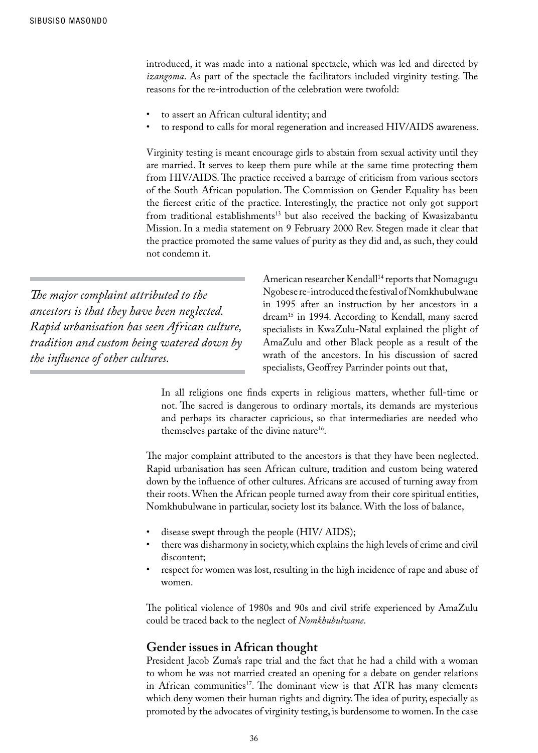introduced, it was made into a national spectacle, which was led and directed by *izangoma*. As part of the spectacle the facilitators included virginity testing. The reasons for the re-introduction of the celebration were twofold:

- to assert an African cultural identity; and
- to respond to calls for moral regeneration and increased HIV/AIDS awareness.

Virginity testing is meant encourage girls to abstain from sexual activity until they are married. It serves to keep them pure while at the same time protecting them from HIV/AIDS. The practice received a barrage of criticism from various sectors of the South African population. The Commission on Gender Equality has been the fiercest critic of the practice. Interestingly, the practice not only got support from traditional establishments[13] but also received the backing of Kwasizabantu Mission. In a media statement on 9 February 2000 Rev. Stegen made it clear that the practice promoted the same values of purity as they did and, as such, they could not condemn it.

*The major complaint attributed to the ancestors is that they have been neglected. Rapid urbanisation has seen African culture, tradition and custom being watered down by the influence of other cultures.*

American researcher Kendall[14] reports that Nomagugu Ngobese re-introduced the festival of Nomkhubulwane in 1995 after an instruction by her ancestors in a dream[15] in 1994. According to Kendall, many sacred specialists in KwaZulu-Natal explained the plight of AmaZulu and other Black people as a result of the wrath of the ancestors. In his discussion of sacred specialists, Geoffrey Parrinder points out that,

> In all religions one finds experts in religious matters, whether full-time or not. The sacred is dangerous to ordinary mortals, its demands are mysterious and perhaps its character capricious, so that intermediaries are needed who themselves partake of the divine nature[16].

The major complaint attributed to the ancestors is that they have been neglected. Rapid urbanisation has seen African culture, tradition and custom being watered down by the influence of other cultures. Africans are accused of turning away from their roots. When the African people turned away from their core spiritual entities, Nomkhubulwane in particular, society lost its balance. With the loss of balance,

- disease swept through the people (HIV/ AIDS);
- there was disharmony in society, which explains the high levels of crime and civil discontent;
- respect for women was lost, resulting in the high incidence of rape and abuse of women.

The political violence of 1980s and 90s and civil strife experienced by AmaZulu could be traced back to the neglect of *Nomkhubulwane*.

## Gender issues in African thought

President Jacob Zuma's rape trial and the fact that he had a child with a woman to whom he was not married created an opening for a debate on gender relations in African communities[17]. The dominant view is that ATR has many elements which deny women their human rights and dignity. The idea of purity, especially as promoted by the advocates of virginity testing, is burdensome to women. In the case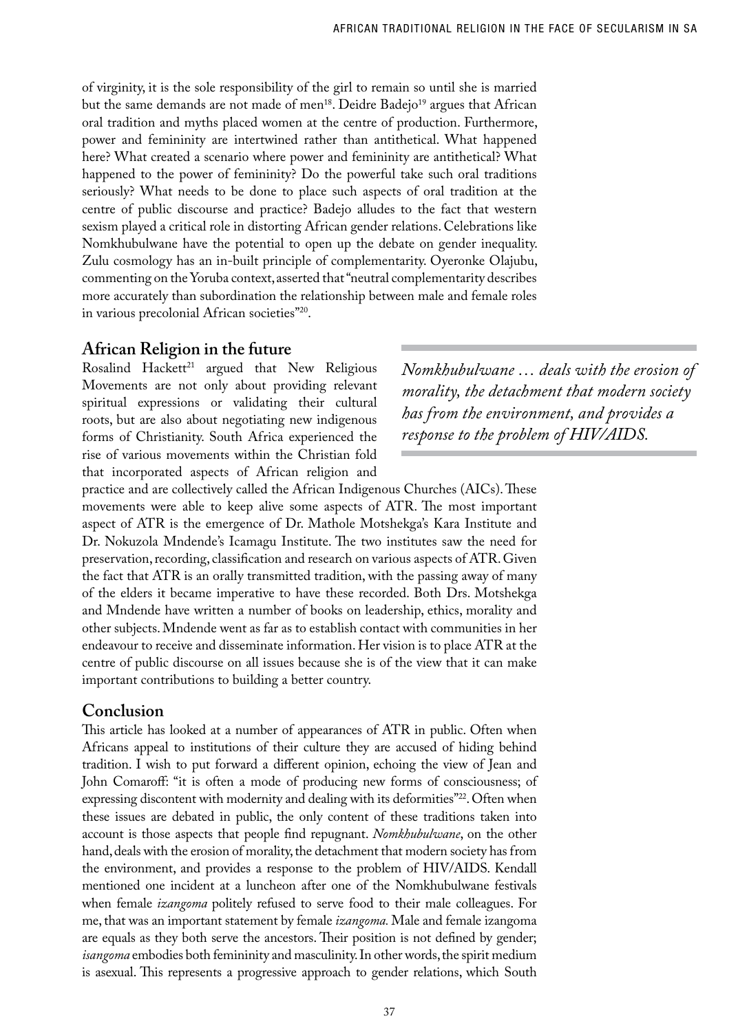of virginity, it is the sole responsibility of the girl to remain so until she is married but the same demands are not made of men[18]. Deidre Badejo[19] argues that African oral tradition and myths placed women at the centre of production. Furthermore, power and femininity are intertwined rather than antithetical. What happened here? What created a scenario where power and femininity are antithetical? What happened to the power of femininity? Do the powerful take such oral traditions seriously? What needs to be done to place such aspects of oral tradition at the centre of public discourse and practice? Badejo alludes to the fact that western sexism played a critical role in distorting African gender relations. Celebrations like Nomkhubulwane have the potential to open up the debate on gender inequality. Zulu cosmology has an in-built principle of complementarity. Oyeronke Olajubu, commenting on the Yoruba context, asserted that "neutral complementarity describes more accurately than subordination the relationship between male and female roles in various precolonial African societies"[20].

## African Religion in the future

Rosalind Hackett[21] argued that New Religious Movements are not only about providing relevant spiritual expressions or validating their cultural roots, but are also about negotiating new indigenous forms of Christianity. South Africa experienced the rise of various movements within the Christian fold that incorporated aspects of African religion and practice and are collectively called the African Indigenous Churches (AICs). These movements were able to keep alive some aspects of ATR. The most important aspect of ATR is the emergence of Dr. Mathole Motshekga's Kara Institute and Dr. Nokuzola Mndende's Icamagu Institute. The two institutes saw the need for preservation, recording, classification and research on various aspects of ATR. Given the fact that ATR is an orally transmitted tradition, with the passing away of many of the elders it became imperative to have these recorded. Both Drs. Motshekga and Mndende have written a number of books on leadership, ethics, morality and other subjects. Mndende went as far as to establish contact with communities in her endeavour to receive and disseminate information. Her vision is to place ATR at the centre of public discourse on all issues because she is of the view that it can make important contributions to building a better country.

*Nomkhubulwane … deals with the erosion of morality, the detachment that modern society has from the environment, and provides a response to the problem of HIV/AIDS.*

## Conclusion

This article has looked at a number of appearances of ATR in public. Often when Africans appeal to institutions of their culture they are accused of hiding behind tradition. I wish to put forward a different opinion, echoing the view of Jean and John Comaroff: "it is often a mode of producing new forms of consciousness; of expressing discontent with modernity and dealing with its deformities"[22]. Often when these issues are debated in public, the only content of these traditions taken into account is those aspects that people find repugnant. *Nomkhubulwane*, on the other hand, deals with the erosion of morality, the detachment that modern society has from the environment, and provides a response to the problem of HIV/AIDS. Kendall mentioned one incident at a luncheon after one of the Nomkhubulwane festivals when female *izangoma* politely refused to serve food to their male colleagues. For me, that was an important statement by female *izangoma.* Male and female izangoma are equals as they both serve the ancestors. Their position is not defined by gender; *isangoma* embodies both femininity and masculinity. In other words, the spirit medium is asexual. This represents a progressive approach to gender relations, which South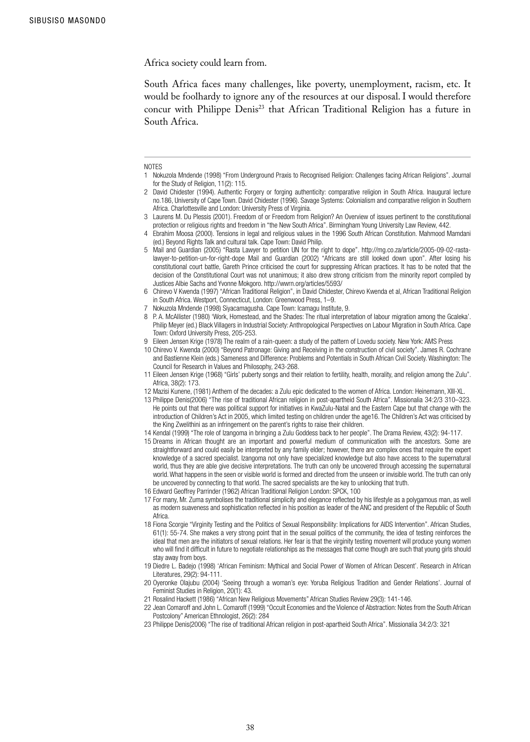Africa society could learn from.

South Africa faces many challenges, like poverty, unemployment, racism, etc. It would be foolhardy to ignore any of the resources at our disposal. I would therefore concur with Philippe Denis[23] that African Traditional Religion has a future in South Africa.

---

NOTES

1 Nokuzola Mndende (1998) "From Underground Praxis to Recognised Religion: Challenges facing African Religions". Journal for the Study of Religion, 11(2): 115.

2 David Chidester (1994). Authentic Forgery or forging authenticity: comparative religion in South Africa. Inaugural lecture no.186, University of Cape Town. David Chidester (1996). Savage Systems: Colonialism and comparative religion in Southern Africa. Charlottesville and London: University Press of Virginia.

3 Laurens M. Du Plessis (2001). Freedom of or Freedom from Religion? An Overview of issues pertinent to the constitutional protection or religious rights and freedom in "the New South Africa". Birmingham Young University Law Review, 442.

4 Ebrahim Moosa (2000). Tensions in legal and religious values in the 1996 South African Constitution. Mahmood Mamdani (ed.) Beyond Rights Talk and cultural talk. Cape Town: David Philip.

5 Mail and Guardian (2005) "Rasta Lawyer to petition UN for the right to dope". http://mg.co.za/article/2005-09-02-rasta-lawyer-to-petition-un-for-right-dope Mail and Guardian (2002) "Africans are still looked down upon". After losing his constitutional court battle, Gareth Prince criticised the court for suppressing African practices. It has to be noted that the decision of the Constitutional Court was not unanimous; it also drew strong criticism from the minority report compiled by Justices Albie Sachs and Yvonne Mokgoro. http://wwrn.org/articles/5593/

6 Chirevo V Kwenda (1997) "African Traditional Religion", in David Chidester, Chirevo Kwenda et al, African Traditional Religion in South Africa. Westport, Connecticut, London: Greenwood Press, 1–9.

7 Nokuzola Mndende (1998) Siyacamagusha. Cape Town: Icamagu Institute, 9.

8 P. A. McAllister (1980) 'Work, Homestead, and the Shades: The ritual interpretation of labour migration among the Gcaleka'. Philip Meyer (ed.) Black Villagers in Industrial Society: Anthropological Perspectives on Labour Migration in South Africa. Cape Town: Oxford University Press, 205-253.

9 Eileen Jensen Krige (1978) The realm of a rain-queen: a study of the pattern of Lovedu society. New York: AMS Press

10 Chirevo V. Kwenda (2000) "Beyond Patronage: Giving and Receiving in the construction of civil society". James R. Cochrane and Bastienne Klein (eds.) Sameness and Difference: Problems and Potentials in South African Civil Society. Washington: The Council for Research in Values and Philosophy, 243-268.

11 Eileen Jensen Krige (1968) "Girls' puberty songs and their relation to fertility, health, morality, and religion among the Zulu". Africa, 38(2): 173.

12 Mazisi Kunene, (1981) Anthem of the decades: a Zulu epic dedicated to the women of Africa. London: Heinemann, XIII-XL.

13 Philippe Denis(2006) "The rise of traditional African religion in post-apartheid South Africa". Missionalia 34:2/3 310–323. He points out that there was political support for initiatives in KwaZulu-Natal and the Eastern Cape but that change with the introduction of Children's Act in 2005, which limited testing on children under the age16. The Children's Act was criticised by the King Zwelithini as an infringement on the parent's rights to raise their children.

14 Kendal (1999) "The role of Izangoma in bringing a Zulu Goddess back to her people". The Drama Review, 43(2): 94-117.

15 Dreams in African thought are an important and powerful medium of communication with the ancestors. Some are straightforward and could easily be interpreted by any family elder; however, there are complex ones that require the expert knowledge of a sacred specialist. Izangoma not only have specialized knowledge but also have access to the supernatural world, thus they are able give decisive interpretations. The truth can only be uncovered through accessing the supernatural world. What happens in the seen or visible world is formed and directed from the unseen or invisible world. The truth can only be uncovered by connecting to that world. The sacred specialists are the key to unlocking that truth.

16 Edward Geoffrey Parrinder (1962) African Traditional Religion London: SPCK, 100

17 For many, Mr. Zuma symbolises the traditional simplicity and elegance reflected by his lifestyle as a polygamous man, as well as modern suaveness and sophistication reflected in his position as leader of the ANC and president of the Republic of South Africa.

18 Fiona Scorgie "Virginity Testing and the Politics of Sexual Responsibility: Implications for AIDS Intervention". African Studies, 61(1): 55-74. She makes a very strong point that in the sexual politics of the community, the idea of testing reinforces the ideal that men are the initiators of sexual relations. Her fear is that the virginity testing movement will produce young women who will find it difficult in future to negotiate relationships as the messages that come though are such that young girls should stay away from boys.

19 Diedre L. Badejo (1998) 'African Feminism: Mythical and Social Power of Women of African Descent'. Research in African Literatures, 29(2): 94-111.

20 Oyeronke Olajubu (2004) 'Seeing through a woman's eye: Yoruba Religious Tradition and Gender Relations'. Journal of Feminist Studies in Religion, 20(1): 43.

21 Rosalind Hackett (1986) "African New Religious Movements" African Studies Review 29(3): 141-146.

22 Jean Comaroff and John L. Comaroff (1999) "Occult Economies and the Violence of Abstraction: Notes from the South African Postcolony" American Ethnologist, 26(2): 284

23 Philippe Denis(2006) "The rise of traditional African religion in post-apartheid South Africa". Missionalia 34:2/3: 321